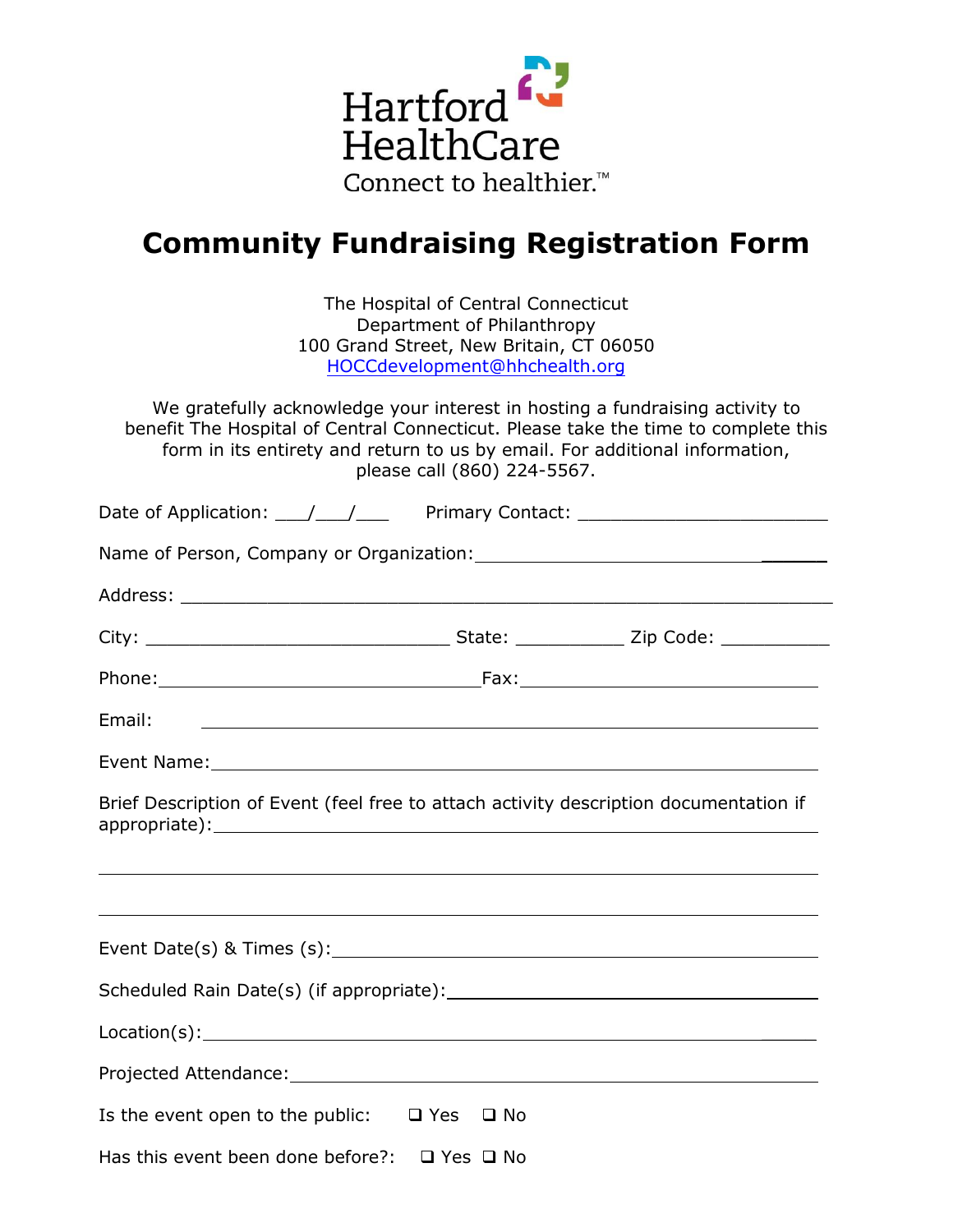Hartford HealthCare
Connect to healthier.™

# Community Fundraising Registration Form

The Hospital of Central Connecticut
Department of Philanthropy
100 Grand Street, New Britain, CT 06050
HOCCdevelopment@hhchealth.org

We gratefully acknowledge your interest in hosting a fundraising activity to benefit The Hospital of Central Connecticut. Please take the time to complete this form in its entirety and return to us by email. For additional information, please call (860) 224-5567.

Date of Application: ___/___/___ Primary Contact: ________________________

Name of Person, Company or Organization: ________________________________

Address: ________________________________________________________________

City: _____________________________ State: __________ Zip Code: __________

Phone: ______________________________ Fax: _____________________________

Email: ________________________________________________________________

Event Name: ____________________________________________________________

Brief Description of Event (feel free to attach activity description documentation if appropriate): ______________________________________________________

________________________________________________________________________

________________________________________________________________________

Event Date(s) & Times (s): ____________________________________________

Scheduled Rain Date(s) (if appropriate): _______________________________

Location(s): ____________________________________________________________

Projected Attendance: __________________________________________________

Is the event open to the public: ❑ Yes ❑ No

Has this event been done before?: ❑ Yes ❑ No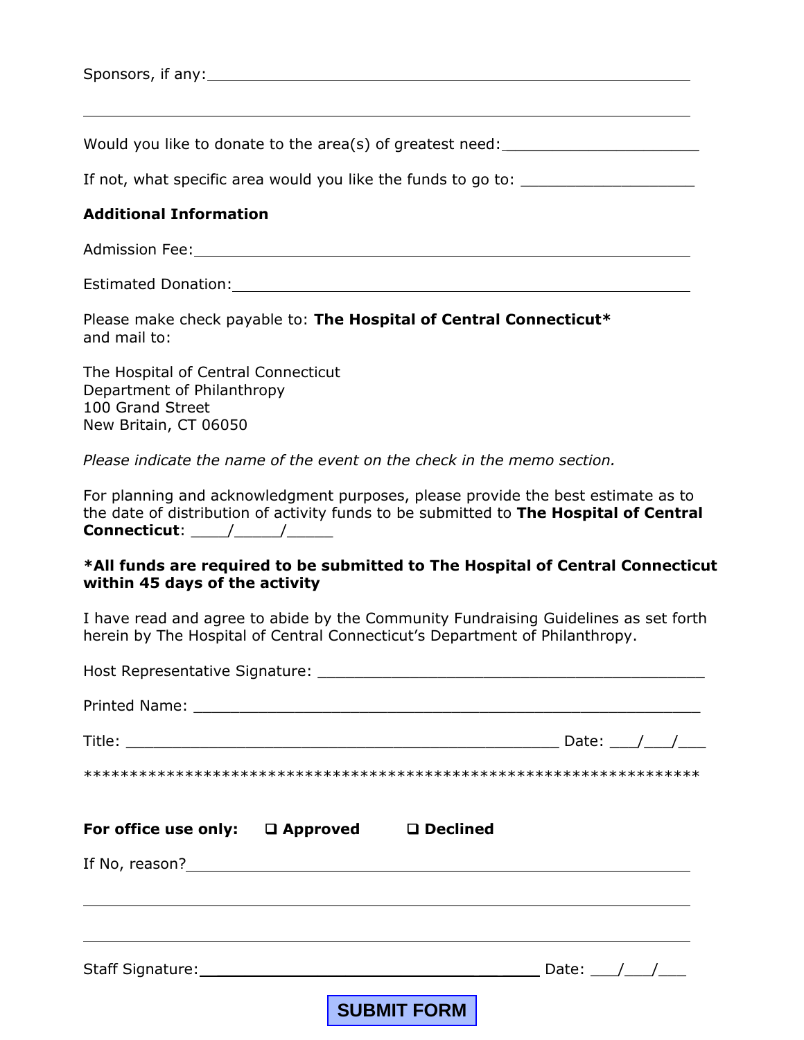Sponsors, if any:\_\_\_\_\_\_\_\_\_\_\_\_\_\_\_\_\_\_\_\_\_\_\_\_\_\_\_\_\_\_\_\_\_\_\_\_\_\_\_\_\_\_\_\_\_\_\_\_\_\_\_\_\_\_

\_\_\_\_\_\_\_\_\_\_\_\_\_\_\_\_\_\_\_\_\_\_\_\_\_\_\_\_\_\_\_\_\_\_\_\_\_\_\_\_\_\_\_\_\_\_\_\_\_\_\_\_\_\_\_\_\_\_\_\_\_\_\_\_\_\_\_\_

Would you like to donate to the area(s) of greatest need:\_\_\_\_\_\_\_\_\_\_\_\_\_\_\_\_\_\_\_\_\_\_

If not, what specific area would you like the funds to go to: \_\_\_\_\_\_\_\_\_\_\_\_\_\_\_\_\_\_\_

**Additional Information**

Admission Fee:\_\_\_\_\_\_\_\_\_\_\_\_\_\_\_\_\_\_\_\_\_\_\_\_\_\_\_\_\_\_\_\_\_\_\_\_\_\_\_\_\_\_\_\_\_\_\_\_\_\_\_\_\_\_\_

Estimated Donation:\_\_\_\_\_\_\_\_\_\_\_\_\_\_\_\_\_\_\_\_\_\_\_\_\_\_\_\_\_\_\_\_\_\_\_\_\_\_\_\_\_\_\_\_\_\_\_\_\_\_

Please make check payable to: **The Hospital of Central Connecticut*** 
and mail to:

The Hospital of Central Connecticut 
Department of Philanthropy 
100 Grand Street 
New Britain, CT 06050

*Please indicate the name of the event on the check in the memo section.*

For planning and acknowledgment purposes, please provide the best estimate as to the date of distribution of activity funds to be submitted to **The Hospital of Central Connecticut**: \_\_\_\_/\_\_\_\_\_/\_\_\_\_\_

***All funds are required to be submitted to The Hospital of Central Connecticut within 45 days of the activity**

I have read and agree to abide by the Community Fundraising Guidelines as set forth herein by The Hospital of Central Connecticut's Department of Philanthropy.

Host Representative Signature: \_\_\_\_\_\_\_\_\_\_\_\_\_\_\_\_\_\_\_\_\_\_\_\_\_\_\_\_\_\_\_\_\_\_\_\_\_\_\_\_\_\_\_

Printed Name: \_\_\_\_\_\_\_\_\_\_\_\_\_\_\_\_\_\_\_\_\_\_\_\_\_\_\_\_\_\_\_\_\_\_\_\_\_\_\_\_\_\_\_\_\_\_\_\_\_\_\_\_\_\_\_\_

Title: \_\_\_\_\_\_\_\_\_\_\_\_\_\_\_\_\_\_\_\_\_\_\_\_\_\_\_\_\_\_\_\_\_\_\_\_\_\_\_\_\_\_\_\_\_\_\_\_ Date: \_\_\_/\_\_\_/\_\_\_

******************************************************************

**For office use only:** ☐ **Approved** ☐ **Declined**

If No, reason?\_\_\_\_\_\_\_\_\_\_\_\_\_\_\_\_\_\_\_\_\_\_\_\_\_\_\_\_\_\_\_\_\_\_\_\_\_\_\_\_\_\_\_\_\_\_\_\_\_\_\_\_\_\_\_\_\_\_

\_\_\_\_\_\_\_\_\_\_\_\_\_\_\_\_\_\_\_\_\_\_\_\_\_\_\_\_\_\_\_\_\_\_\_\_\_\_\_\_\_\_\_\_\_\_\_\_\_\_\_\_\_\_\_\_\_\_\_\_\_\_\_\_\_\_\_\_

\_\_\_\_\_\_\_\_\_\_\_\_\_\_\_\_\_\_\_\_\_\_\_\_\_\_\_\_\_\_\_\_\_\_\_\_\_\_\_\_\_\_\_\_\_\_\_\_\_\_\_\_\_\_\_\_\_\_\_\_\_\_\_\_\_\_\_\_

Staff Signature:\_\_\_\_\_\_\_\_\_\_\_\_\_\_\_\_\_\_\_\_\_\_\_\_\_\_\_\_\_\_\_\_\_\_\_\_\_\_ Date: \_\_\_/\_\_\_/\_\_\_

SUBMIT FORM